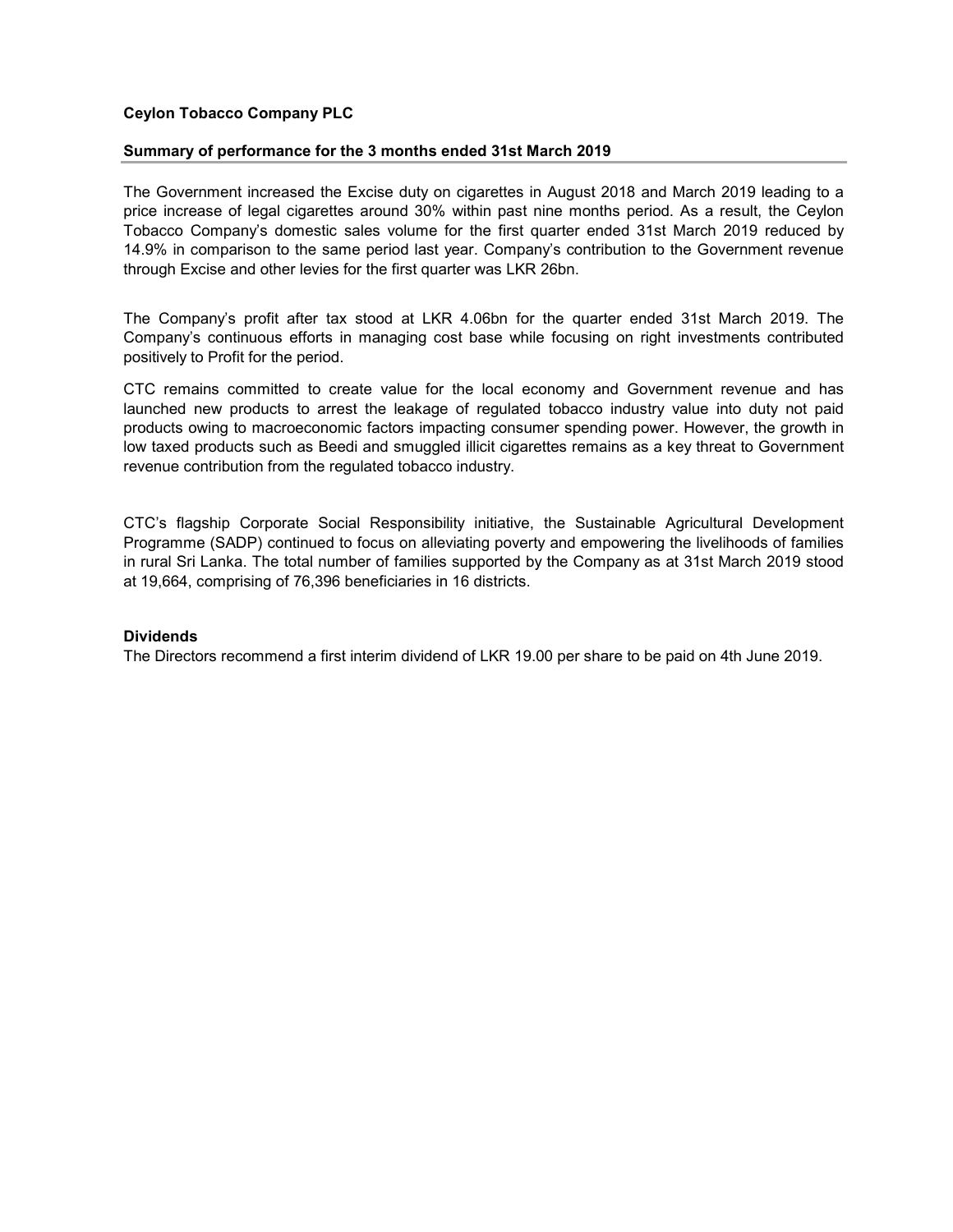**Ceylon Tobacco Company PLC**

**Summary of performance for the 3 months ended 31st March 2019**

The Government increased the Excise duty on cigarettes in August 2018 and March 2019 leading to a price increase of legal cigarettes around 30% within past nine months period. As a result, the Ceylon Tobacco Company's domestic sales volume for the first quarter ended 31st March 2019 reduced by 14.9% in comparison to the same period last year. Company's contribution to the Government revenue through Excise and other levies for the first quarter was LKR 26bn.

The Company's profit after tax stood at LKR 4.06bn for the quarter ended 31st March 2019. The Company's continuous efforts in managing cost base while focusing on right investments contributed positively to Profit for the period.

CTC remains committed to create value for the local economy and Government revenue and has launched new products to arrest the leakage of regulated tobacco industry value into duty not paid products owing to macroeconomic factors impacting consumer spending power. However, the growth in low taxed products such as Beedi and smuggled illicit cigarettes remains as a key threat to Government revenue contribution from the regulated tobacco industry.

CTC's flagship Corporate Social Responsibility initiative, the Sustainable Agricultural Development Programme (SADP) continued to focus on alleviating poverty and empowering the livelihoods of families in rural Sri Lanka. The total number of families supported by the Company as at 31st March 2019 stood at 19,664, comprising of 76,396 beneficiaries in 16 districts.

**Dividends**

The Directors recommend a first interim dividend of LKR 19.00 per share to be paid on 4th June 2019.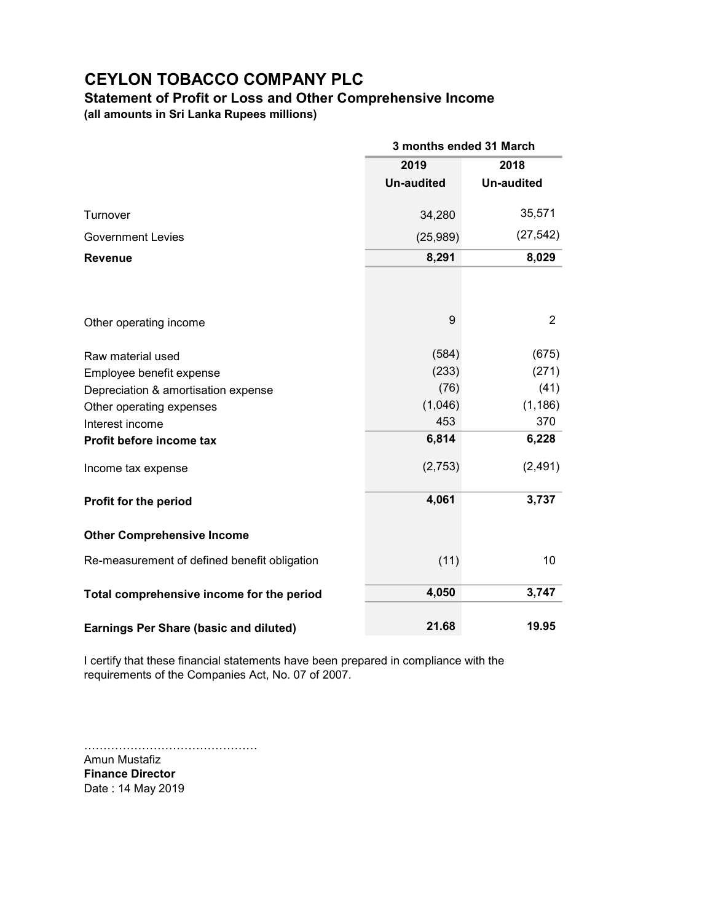# CEYLON TOBACCO COMPANY PLC

## Statement of Profit or Loss and Other Comprehensive Income

**(all amounts in Sri Lanka Rupees millions)**

| | 3 months ended 31 March | |
|---|---|---|
| | **2019** | **2018** |
| | **Un-audited** | **Un-audited** |
| Turnover | 34,280 | 35,571 |
| Government Levies | (25,989) | (27,542) |
| **Revenue** | **8,291** | **8,029** |
| | | |
| Other operating income | 9 | 2 |
| | | |
| Raw material used | (584) | (675) |
| Employee benefit expense | (233) | (271) |
| Depreciation & amortisation expense | (76) | (41) |
| Other operating expenses | (1,046) | (1,186) |
| Interest income | 453 | 370 |
| **Profit before income tax** | **6,814** | **6,228** |
| Income tax expense | (2,753) | (2,491) |
| **Profit for the period** | **4,061** | **3,737** |
| **Other Comprehensive Income** | | |
| Re-measurement of defined benefit obligation | (11) | 10 |
| **Total comprehensive income for the period** | **4,050** | **3,747** |
| **Earnings Per Share (basic and diluted)** | **21.68** | **19.95** |

I certify that these financial statements have been prepared in compliance with the requirements of the Companies Act, No. 07 of 2007.

……………………………………
Amun Mustafiz
**Finance Director**
Date : 14 May 2019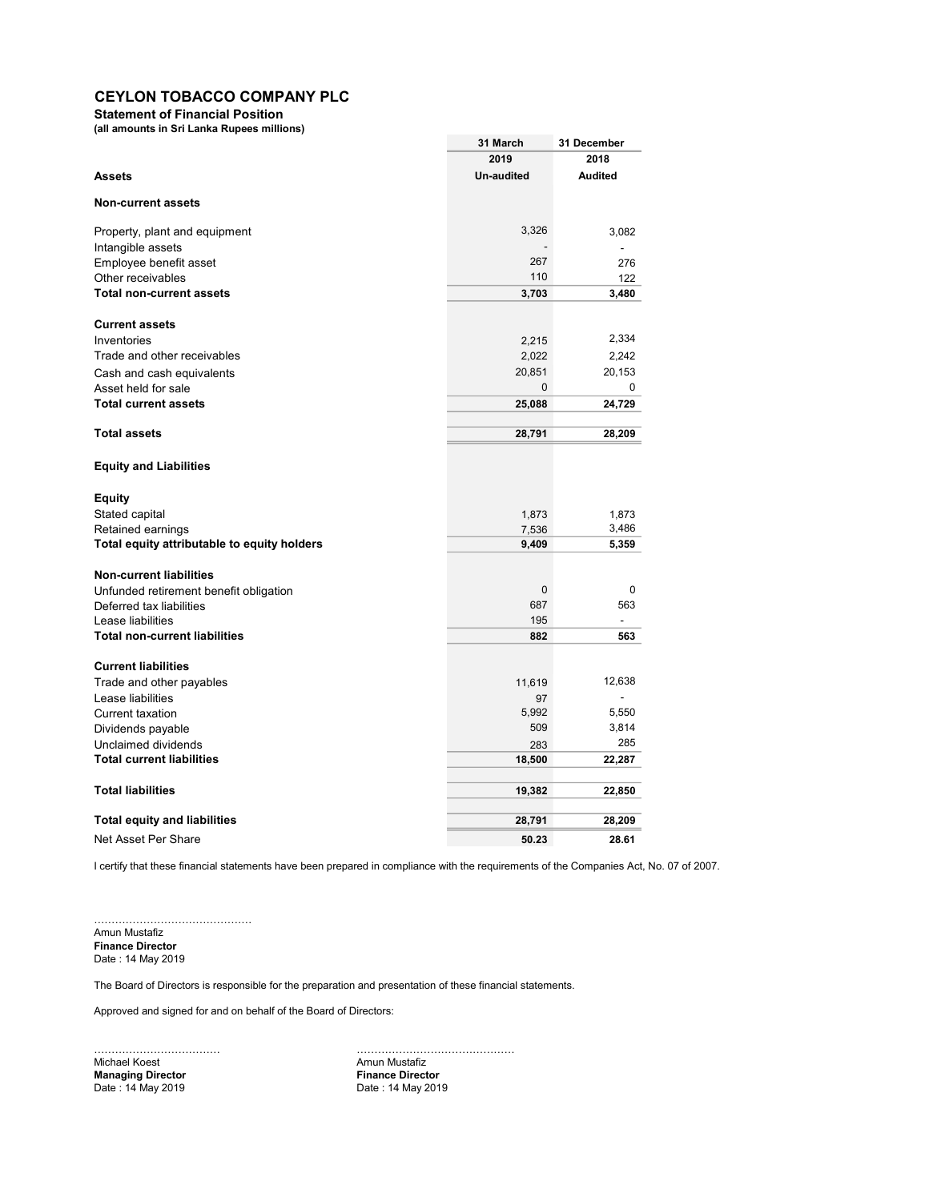# CEYLON TOBACCO COMPANY PLC

**Statement of Financial Position**

**(all amounts in Sri Lanka Rupees millions)**

| | 31 March 2019 Un-audited | 31 December 2018 Audited |
|---|---|---|
| **Assets** | | |
| **Non-current assets** | | |
| Property, plant and equipment | 3,326 | 3,082 |
| Intangible assets | - | - |
| Employee benefit asset | 267 | 276 |
| Other receivables | 110 | 122 |
| **Total non-current assets** | **3,703** | **3,480** |
| **Current assets** | | |
| Inventories | 2,215 | 2,334 |
| Trade and other receivables | 2,022 | 2,242 |
| Cash and cash equivalents | 20,851 | 20,153 |
| Asset held for sale | 0 | 0 |
| **Total current assets** | **25,088** | **24,729** |
| **Total assets** | **28,791** | **28,209** |
| **Equity and Liabilities** | | |
| **Equity** | | |
| Stated capital | 1,873 | 1,873 |
| Retained earnings | 7,536 | 3,486 |
| **Total equity attributable to equity holders** | **9,409** | **5,359** |
| **Non-current liabilities** | | |
| Unfunded retirement benefit obligation | 0 | 0 |
| Deferred tax liabilities | 687 | 563 |
| Lease liabilities | 195 | - |
| **Total non-current liabilities** | **882** | **563** |
| **Current liabilities** | | |
| Trade and other payables | 11,619 | 12,638 |
| Lease liabilities | 97 | - |
| Current taxation | 5,992 | 5,550 |
| Dividends payable | 509 | 3,814 |
| Unclaimed dividends | 283 | 285 |
| **Total current liabilities** | **18,500** | **22,287** |
| **Total liabilities** | **19,382** | **22,850** |
| **Total equity and liabilities** | **28,791** | **28,209** |
| Net Asset Per Share | 50.23 | 28.61 |

I certify that these financial statements have been prepared in compliance with the requirements of the Companies Act, No. 07 of 2007.

………………………………………
Amun Mustafiz
**Finance Director**
Date : 14 May 2019

The Board of Directors is responsible for the preparation and presentation of these financial statements.

Approved and signed for and on behalf of the Board of Directors:

……………………………… ………………………………………
Michael Koest
**Managing Director**
Date : 14 May 2019

Amun Mustafiz
**Finance Director**
Date : 14 May 2019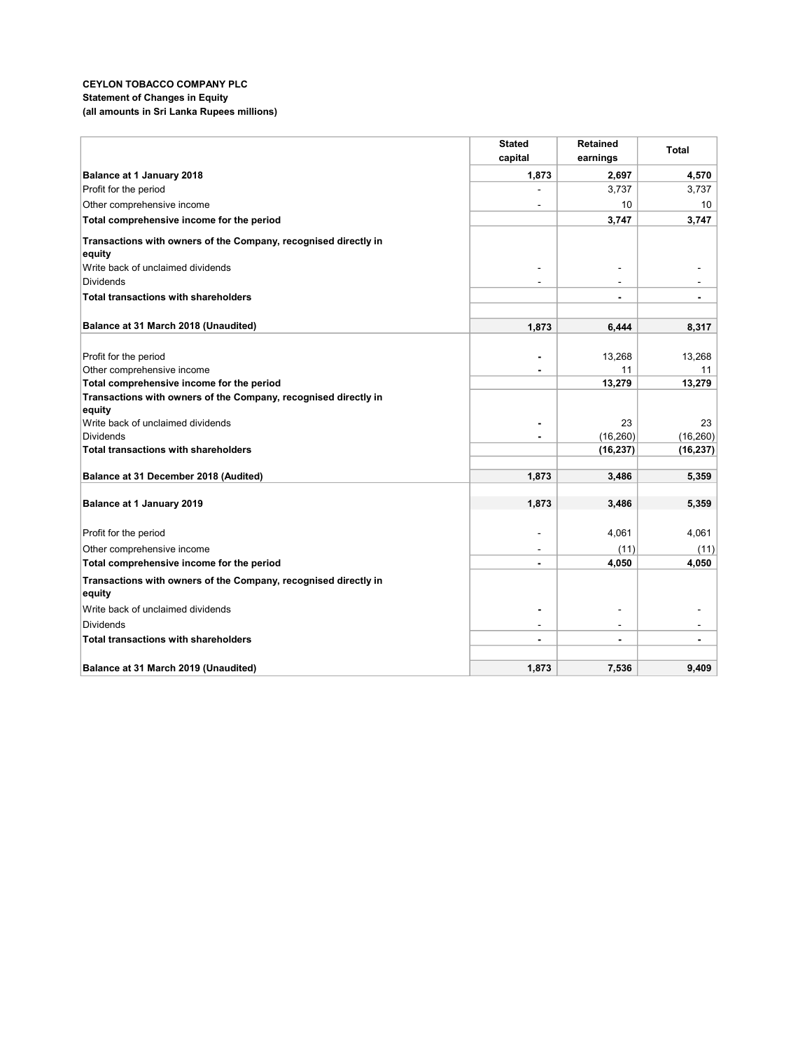**CEYLON TOBACCO COMPANY PLC**
**Statement of Changes in Equity**
**(all amounts in Sri Lanka Rupees millions)**

| | Stated capital | Retained earnings | Total |
|---|---|---|---|
| **Balance at 1 January 2018** | **1,873** | **2,697** | **4,570** |
| Profit for the period | - | 3,737 | 3,737 |
| Other comprehensive income | - | 10 | 10 |
| **Total comprehensive income for the period** | | **3,747** | **3,747** |
| **Transactions with owners of the Company, recognised directly in equity** | | | |
| Write back of unclaimed dividends | - | - | - |
| Dividends | - | - | - |
| **Total transactions with shareholders** | | **-** | **-** |
| | | | |
| **Balance at 31 March 2018 (Unaudited)** | **1,873** | **6,444** | **8,317** |
| | | | |
| Profit for the period | **-** | 13,268 | 13,268 |
| Other comprehensive income | **-** | 11 | 11 |
| **Total comprehensive income for the period** | | **13,279** | **13,279** |
| **Transactions with owners of the Company, recognised directly in equity** | | | |
| Write back of unclaimed dividends | **-** | 23 | 23 |
| Dividends | **-** | (16,260) | (16,260) |
| **Total transactions with shareholders** | | **(16,237)** | **(16,237)** |
| | | | |
| **Balance at 31 December 2018 (Audited)** | **1,873** | **3,486** | **5,359** |
| | | | |
| **Balance at 1 January 2019** | **1,873** | **3,486** | **5,359** |
| | | | |
| Profit for the period | - | 4,061 | 4,061 |
| Other comprehensive income | - | (11) | (11) |
| **Total comprehensive income for the period** | **-** | **4,050** | **4,050** |
| **Transactions with owners of the Company, recognised directly in equity** | | | |
| Write back of unclaimed dividends | **-** | - | - |
| Dividends | - | - | - |
| **Total transactions with shareholders** | **-** | **-** | **-** |
| | | | |
| **Balance at 31 March 2019 (Unaudited)** | **1,873** | **7,536** | **9,409** |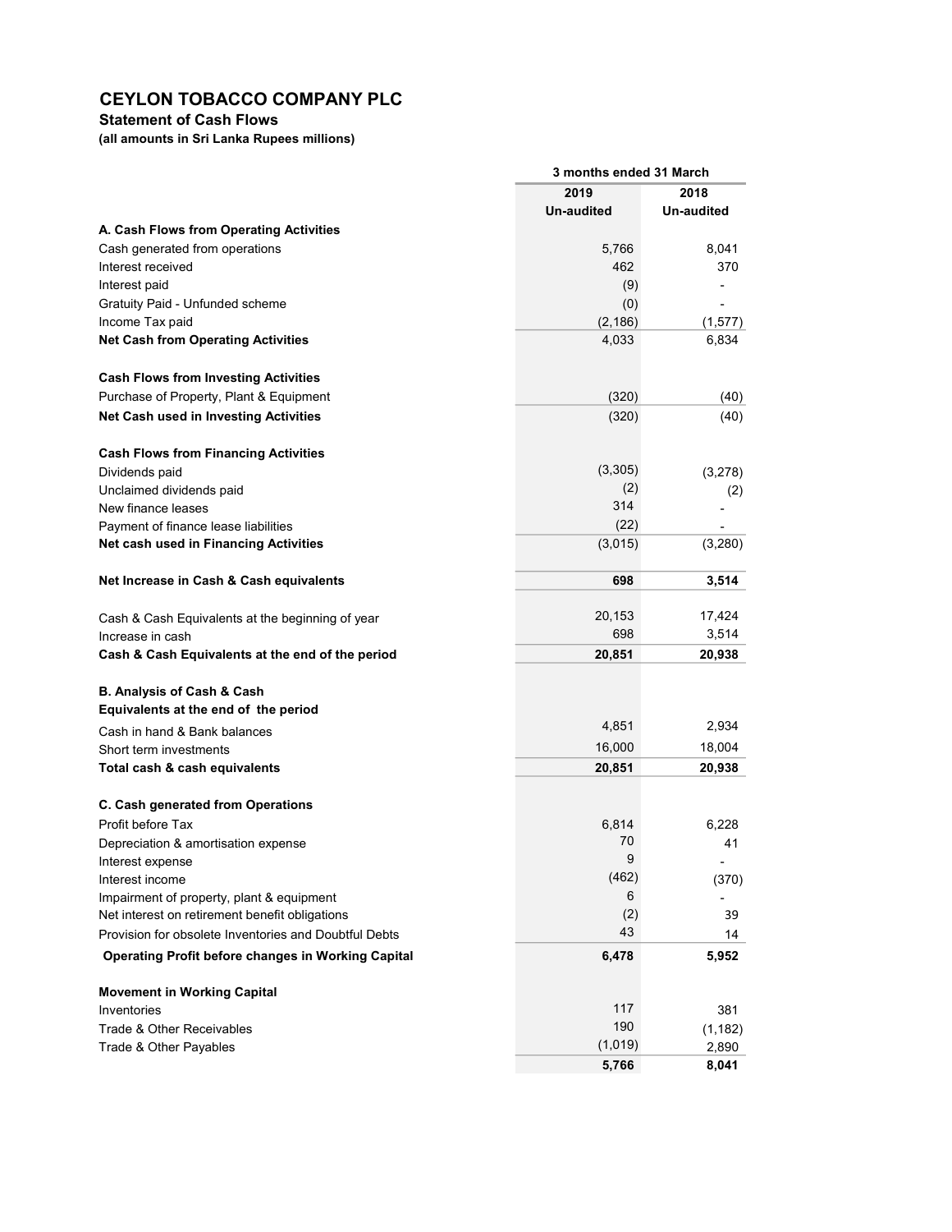# CEYLON TOBACCO COMPANY PLC

**Statement of Cash Flows**

**(all amounts in Sri Lanka Rupees millions)**

| | 3 months ended 31 March | |
|---|---|---|
| | 2019 | 2018 |
| | Un-audited | Un-audited |
| **A. Cash Flows from Operating Activities** | | |
| Cash generated from operations | 5,766 | 8,041 |
| Interest received | 462 | 370 |
| Interest paid | (9) | - |
| Gratuity Paid - Unfunded scheme | (0) | - |
| Income Tax paid | (2,186) | (1,577) |
| **Net Cash from Operating Activities** | 4,033 | 6,834 |
| | | |
| **Cash Flows from Investing Activities** | | |
| Purchase of Property, Plant & Equipment | (320) | (40) |
| **Net Cash used in Investing Activities** | (320) | (40) |
| | | |
| **Cash Flows from Financing Activities** | | |
| Dividends paid | (3,305) | (3,278) |
| Unclaimed dividends paid | (2) | (2) |
| New finance leases | 314 | - |
| Payment of finance lease liabilities | (22) | - |
| **Net cash used in Financing Activities** | (3,015) | (3,280) |
| | | |
| **Net Increase in Cash & Cash equivalents** | **698** | **3,514** |
| | | |
| Cash & Cash Equivalents at the beginning of year | 20,153 | 17,424 |
| Increase in cash | 698 | 3,514 |
| **Cash & Cash Equivalents at the end of the period** | **20,851** | **20,938** |
| | | |
| **B. Analysis of Cash & Cash Equivalents at the end of the period** | | |
| Cash in hand & Bank balances | 4,851 | 2,934 |
| Short term investments | 16,000 | 18,004 |
| **Total cash & cash equivalents** | **20,851** | **20,938** |
| | | |
| **C. Cash generated from Operations** | | |
| Profit before Tax | 6,814 | 6,228 |
| Depreciation & amortisation expense | 70 | 41 |
| Interest expense | 9 | - |
| Interest income | (462) | (370) |
| Impairment of property, plant & equipment | 6 | - |
| Net interest on retirement benefit obligations | (2) | 39 |
| Provision for obsolete Inventories and Doubtful Debts | 43 | 14 |
| **Operating Profit before changes in Working Capital** | **6,478** | **5,952** |
| | | |
| **Movement in Working Capital** | | |
| Inventories | 117 | 381 |
| Trade & Other Receivables | 190 | (1,182) |
| Trade & Other Payables | (1,019) | 2,890 |
| | **5,766** | **8,041** |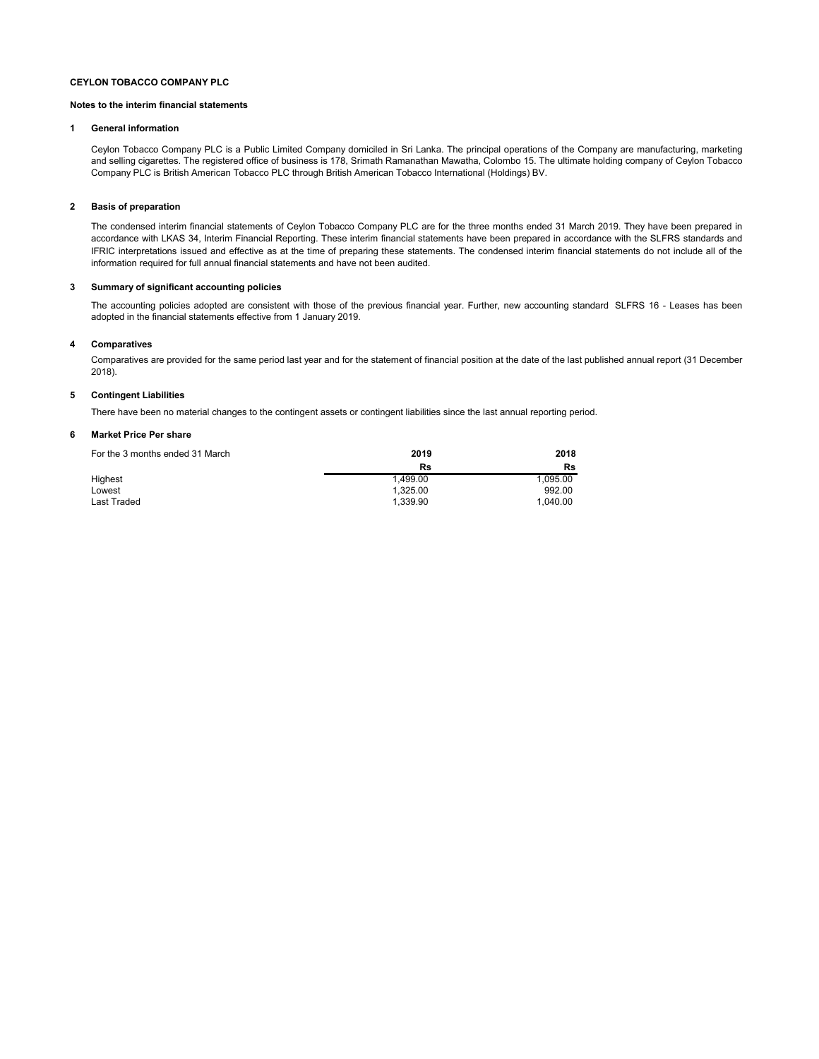**CEYLON TOBACCO COMPANY PLC**

**Notes to the interim financial statements**

## 1 General information

Ceylon Tobacco Company PLC is a Public Limited Company domiciled in Sri Lanka. The principal operations of the Company are manufacturing, marketing and selling cigarettes. The registered office of business is 178, Srimath Ramanathan Mawatha, Colombo 15. The ultimate holding company of Ceylon Tobacco Company PLC is British American Tobacco PLC through British American Tobacco International (Holdings) BV.

## 2 Basis of preparation

The condensed interim financial statements of Ceylon Tobacco Company PLC are for the three months ended 31 March 2019. They have been prepared in accordance with LKAS 34, Interim Financial Reporting. These interim financial statements have been prepared in accordance with the SLFRS standards and IFRIC interpretations issued and effective as at the time of preparing these statements. The condensed interim financial statements do not include all of the information required for full annual financial statements and have not been audited.

## 3 Summary of significant accounting policies

The accounting policies adopted are consistent with those of the previous financial year. Further, new accounting standard SLFRS 16 - Leases has been adopted in the financial statements effective from 1 January 2019.

## 4 Comparatives

Comparatives are provided for the same period last year and for the statement of financial position at the date of the last published annual report (31 December 2018).

## 5 Contingent Liabilities

There have been no material changes to the contingent assets or contingent liabilities since the last annual reporting period.

## 6 Market Price Per share

| For the 3 months ended 31 March | 2019 | 2018 |
|---|---|---|
| | Rs | Rs |
| Highest | 1,499.00 | 1,095.00 |
| Lowest | 1,325.00 | 992.00 |
| Last Traded | 1,339.90 | 1,040.00 |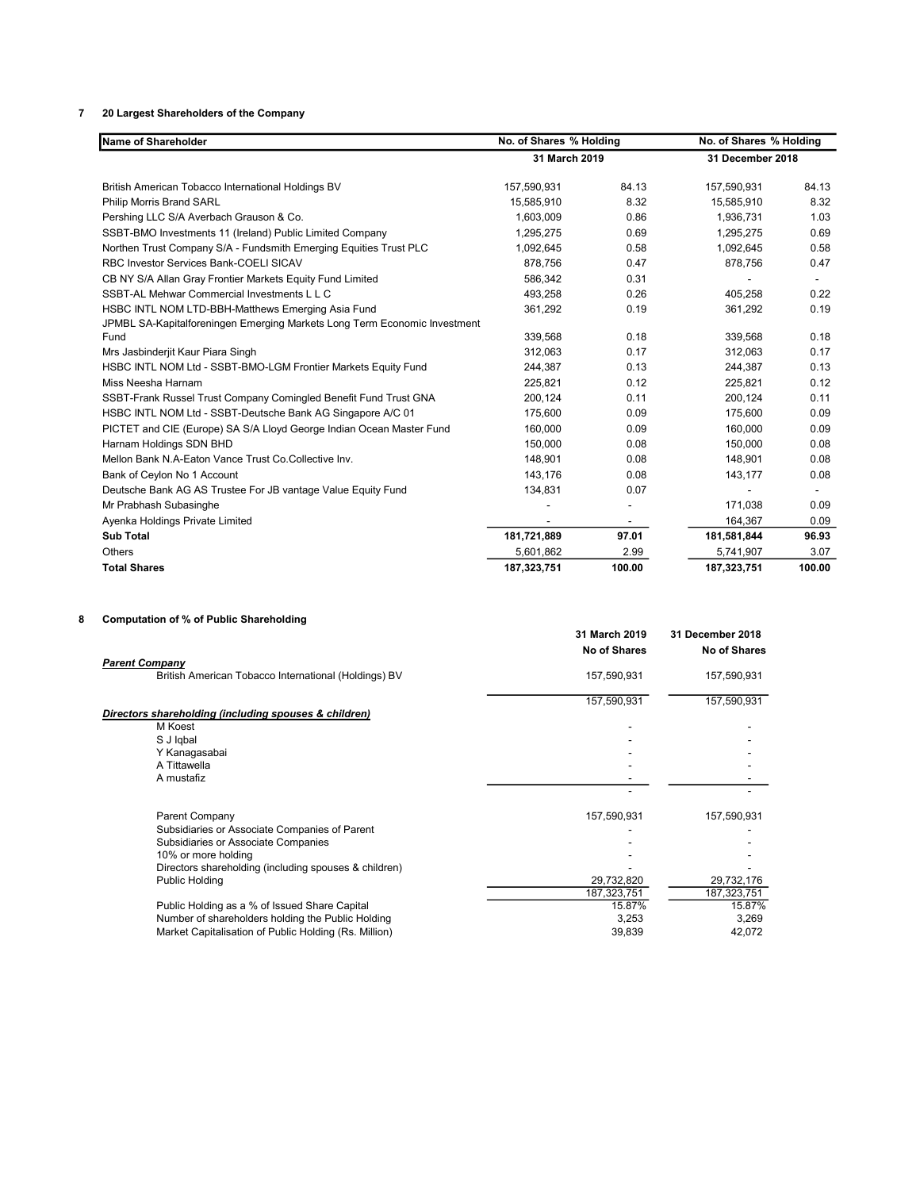## 7 20 Largest Shareholders of the Company

| Name of Shareholder | No. of Shares | % Holding | No. of Shares | % Holding |
|---|---|---|---|---|
| | 31 March 2019 | | 31 December 2018 | |
| British American Tobacco International Holdings BV | 157,590,931 | 84.13 | 157,590,931 | 84.13 |
| Philip Morris Brand SARL | 15,585,910 | 8.32 | 15,585,910 | 8.32 |
| Pershing LLC S/A Averbach Grauson & Co. | 1,603,009 | 0.86 | 1,936,731 | 1.03 |
| SSBT-BMO Investments 11 (Ireland) Public Limited Company | 1,295,275 | 0.69 | 1,295,275 | 0.69 |
| Northen Trust Company S/A - Fundsmith Emerging Equities Trust PLC | 1,092,645 | 0.58 | 1,092,645 | 0.58 |
| RBC Investor Services Bank-COELI SICAV | 878,756 | 0.47 | 878,756 | 0.47 |
| CB NY S/A Allan Gray Frontier Markets Equity Fund Limited | 586,342 | 0.31 | - | - |
| SSBT-AL Mehwar Commercial Investments L L C | 493,258 | 0.26 | 405,258 | 0.22 |
| HSBC INTL NOM LTD-BBH-Matthews Emerging Asia Fund | 361,292 | 0.19 | 361,292 | 0.19 |
| JPMBL SA-Kapitalforeningen Emerging Markets Long Term Economic Investment Fund | 339,568 | 0.18 | 339,568 | 0.18 |
| Mrs Jasbinderjit Kaur Piara Singh | 312,063 | 0.17 | 312,063 | 0.17 |
| HSBC INTL NOM Ltd - SSBT-BMO-LGM Frontier Markets Equity Fund | 244,387 | 0.13 | 244,387 | 0.13 |
| Miss Neesha Harnam | 225,821 | 0.12 | 225,821 | 0.12 |
| SSBT-Frank Russel Trust Company Comingled Benefit Fund Trust GNA | 200,124 | 0.11 | 200,124 | 0.11 |
| HSBC INTL NOM Ltd - SSBT-Deutsche Bank AG Singapore A/C 01 | 175,600 | 0.09 | 175,600 | 0.09 |
| PICTET and CIE (Europe) SA S/A Lloyd George Indian Ocean Master Fund | 160,000 | 0.09 | 160,000 | 0.09 |
| Harnam Holdings SDN BHD | 150,000 | 0.08 | 150,000 | 0.08 |
| Mellon Bank N.A-Eaton Vance Trust Co.Collective Inv. | 148,901 | 0.08 | 148,901 | 0.08 |
| Bank of Ceylon No 1 Account | 143,176 | 0.08 | 143,177 | 0.08 |
| Deutsche Bank AG AS Trustee For JB vantage Value Equity Fund | 134,831 | 0.07 | - | - |
| Mr Prabhash Subasinghe | - | - | 171,038 | 0.09 |
| Ayenka Holdings Private Limited | - | - | 164,367 | 0.09 |
| **Sub Total** | **181,721,889** | **97.01** | **181,581,844** | **96.93** |
| Others | 5,601,862 | 2.99 | 5,741,907 | 3.07 |
| **Total Shares** | **187,323,751** | **100.00** | **187,323,751** | **100.00** |

## 8 Computation of % of Public Shareholding

| | 31 March 2019 | 31 December 2018 |
|---|---|---|
| | No of Shares | No of Shares |
| ***Parent Company*** | | |
| British American Tobacco International (Holdings) BV | 157,590,931 | 157,590,931 |
| | 157,590,931 | 157,590,931 |
| ***Directors shareholding (including spouses & children)*** | | |
| M Koest | - | - |
| S J Iqbal | - | - |
| Y Kanagasabai | - | - |
| A Tittawella | - | - |
| A mustafiz | - | - |
| | - | - |
| Parent Company | 157,590,931 | 157,590,931 |
| Subsidiaries or Associate Companies of Parent | - | - |
| Subsidiaries or Associate Companies | - | - |
| 10% or more holding | - | - |
| Directors shareholding (including spouses & children) | - | - |
| Public Holding | 29,732,820 | 29,732,176 |
| | 187,323,751 | 187,323,751 |
| Public Holding as a % of Issued Share Capital | 15.87% | 15.87% |
| Number of shareholders holding the Public Holding | 3,253 | 3,269 |
| Market Capitalisation of Public Holding (Rs. Million) | 39,839 | 42,072 |